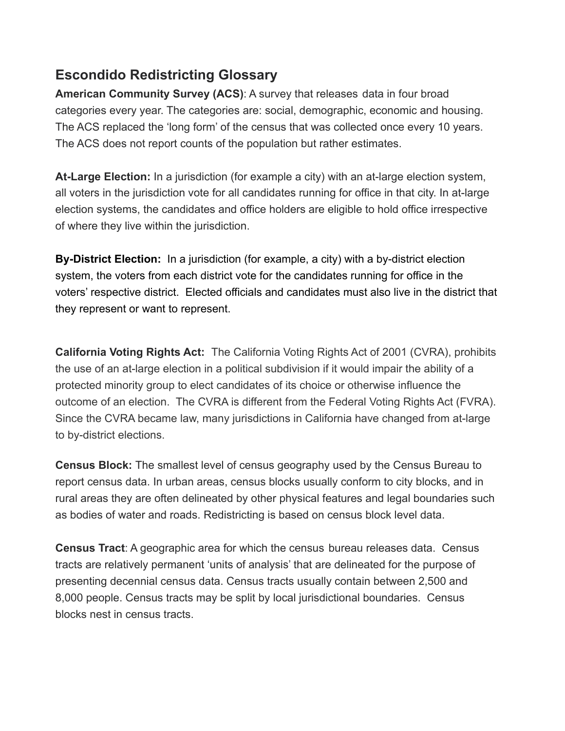## Escondido Redistricting Glossary

**American Community Survey (ACS)**: A survey that releases data in four broad categories every year. The categories are: social, demographic, economic and housing. The ACS replaced the 'long form' of the census that was collected once every 10 years. The ACS does not report counts of the population but rather estimates.

**At-Large Election:** In a jurisdiction (for example a city) with an at-large election system, all voters in the jurisdiction vote for all candidates running for office in that city. In at-large election systems, the candidates and office holders are eligible to hold office irrespective of where they live within the jurisdiction.

**By-District Election:** In a jurisdiction (for example, a city) with a by-district election system, the voters from each district vote for the candidates running for office in the voters' respective district. Elected officials and candidates must also live in the district that they represent or want to represent.

**California Voting Rights Act:** The California Voting Rights Act of 2001 (CVRA), prohibits the use of an at-large election in a political subdivision if it would impair the ability of a protected minority group to elect candidates of its choice or otherwise influence the outcome of an election. The CVRA is different from the Federal Voting Rights Act (FVRA). Since the CVRA became law, many jurisdictions in California have changed from at-large to by-district elections.

**Census Block:** The smallest level of census geography used by the Census Bureau to report census data. In urban areas, census blocks usually conform to city blocks, and in rural areas they are often delineated by other physical features and legal boundaries such as bodies of water and roads. Redistricting is based on census block level data.

**Census Tract**: A geographic area for which the census bureau releases data. Census tracts are relatively permanent 'units of analysis' that are delineated for the purpose of presenting decennial census data. Census tracts usually contain between 2,500 and 8,000 people. Census tracts may be split by local jurisdictional boundaries. Census blocks nest in census tracts.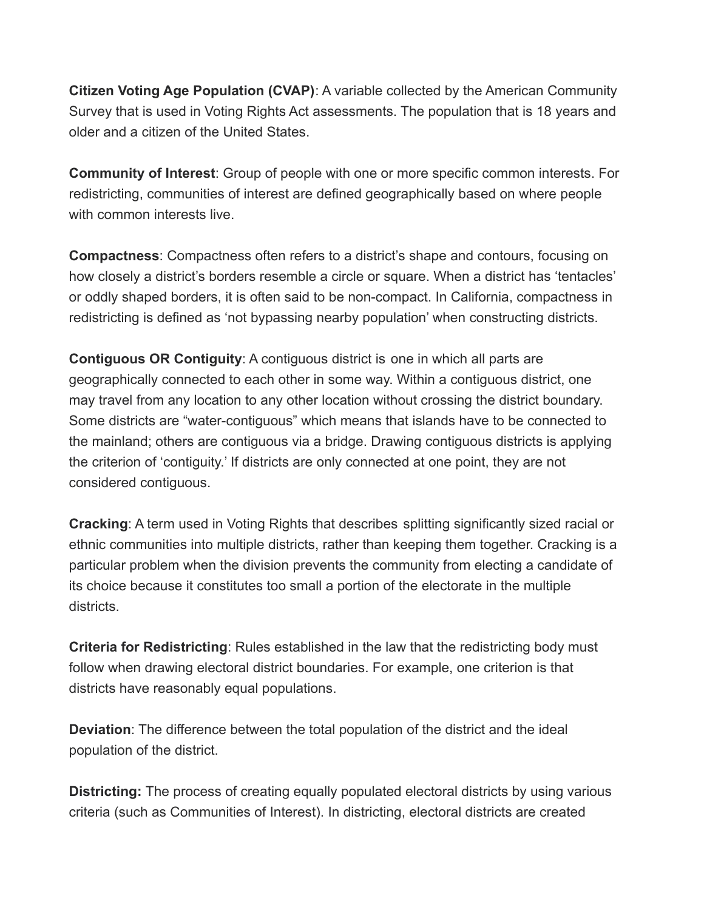**Citizen Voting Age Population (CVAP)**: A variable collected by the American Community Survey that is used in Voting Rights Act assessments. The population that is 18 years and older and a citizen of the United States.

**Community of Interest**: Group of people with one or more specific common interests. For redistricting, communities of interest are defined geographically based on where people with common interests live.

**Compactness**: Compactness often refers to a district's shape and contours, focusing on how closely a district's borders resemble a circle or square. When a district has 'tentacles' or oddly shaped borders, it is often said to be non-compact. In California, compactness in redistricting is defined as 'not bypassing nearby population' when constructing districts.

**Contiguous OR Contiguity**: A contiguous district is one in which all parts are geographically connected to each other in some way. Within a contiguous district, one may travel from any location to any other location without crossing the district boundary. Some districts are "water-contiguous" which means that islands have to be connected to the mainland; others are contiguous via a bridge. Drawing contiguous districts is applying the criterion of 'contiguity.' If districts are only connected at one point, they are not considered contiguous.

**Cracking**: A term used in Voting Rights that describes splitting significantly sized racial or ethnic communities into multiple districts, rather than keeping them together. Cracking is a particular problem when the division prevents the community from electing a candidate of its choice because it constitutes too small a portion of the electorate in the multiple districts.

**Criteria for Redistricting**: Rules established in the law that the redistricting body must follow when drawing electoral district boundaries. For example, one criterion is that districts have reasonably equal populations.

**Deviation**: The difference between the total population of the district and the ideal population of the district.

**Districting:** The process of creating equally populated electoral districts by using various criteria (such as Communities of Interest). In districting, electoral districts are created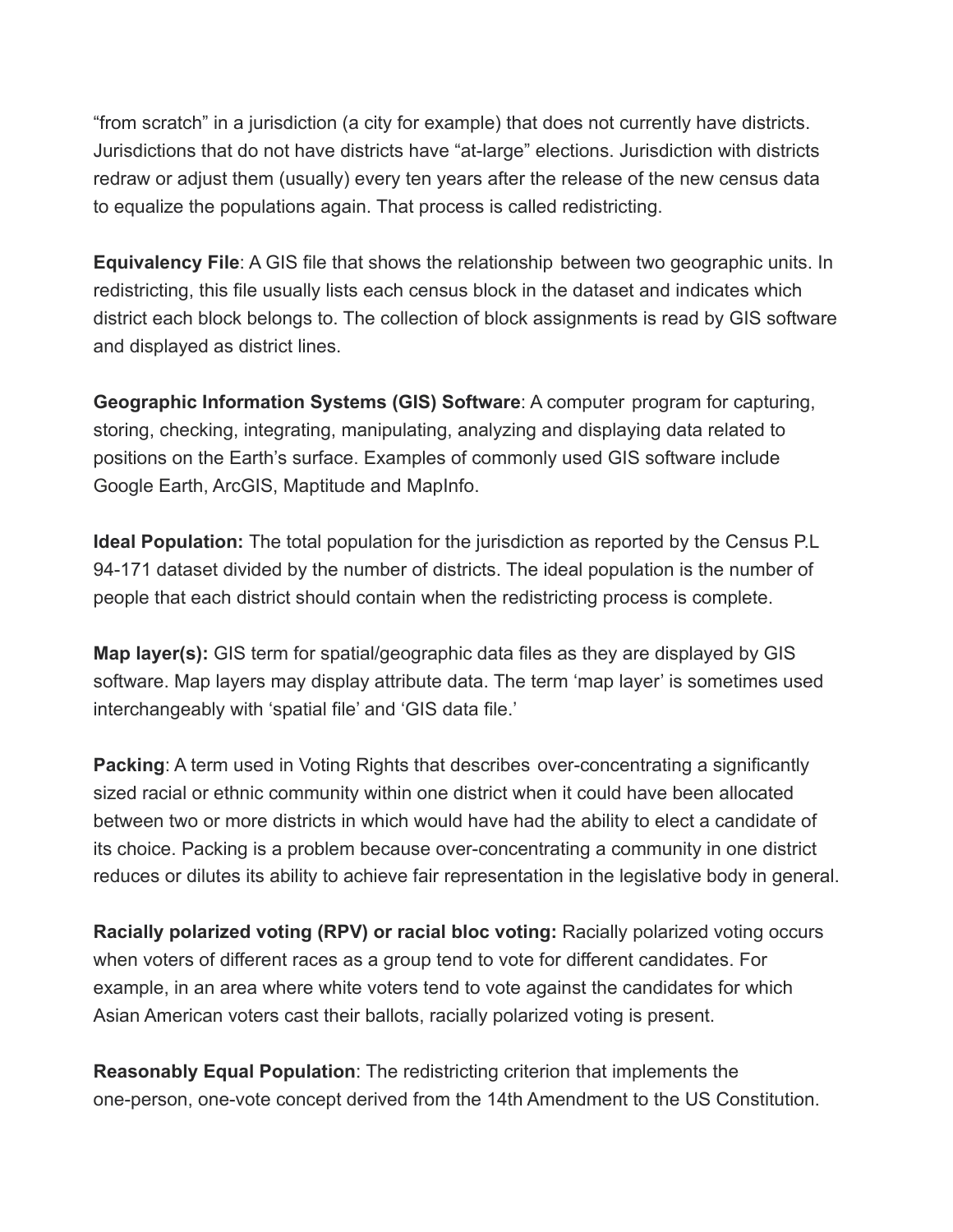"from scratch" in a jurisdiction (a city for example) that does not currently have districts. Jurisdictions that do not have districts have "at-large" elections. Jurisdiction with districts redraw or adjust them (usually) every ten years after the release of the new census data to equalize the populations again. That process is called redistricting.

**Equivalency File**: A GIS file that shows the relationship between two geographic units. In redistricting, this file usually lists each census block in the dataset and indicates which district each block belongs to. The collection of block assignments is read by GIS software and displayed as district lines.

**Geographic Information Systems (GIS) Software**: A computer program for capturing, storing, checking, integrating, manipulating, analyzing and displaying data related to positions on the Earth's surface. Examples of commonly used GIS software include Google Earth, ArcGIS, Maptitude and MapInfo.

**Ideal Population:** The total population for the jurisdiction as reported by the Census P.L 94-171 dataset divided by the number of districts. The ideal population is the number of people that each district should contain when the redistricting process is complete.

**Map layer(s):** GIS term for spatial/geographic data files as they are displayed by GIS software. Map layers may display attribute data. The term 'map layer' is sometimes used interchangeably with 'spatial file' and 'GIS data file.'

**Packing**: A term used in Voting Rights that describes over-concentrating a significantly sized racial or ethnic community within one district when it could have been allocated between two or more districts in which would have had the ability to elect a candidate of its choice. Packing is a problem because over-concentrating a community in one district reduces or dilutes its ability to achieve fair representation in the legislative body in general.

**Racially polarized voting (RPV) or racial bloc voting:** Racially polarized voting occurs when voters of different races as a group tend to vote for different candidates. For example, in an area where white voters tend to vote against the candidates for which Asian American voters cast their ballots, racially polarized voting is present.

**Reasonably Equal Population**: The redistricting criterion that implements the one-person, one-vote concept derived from the 14th Amendment to the US Constitution.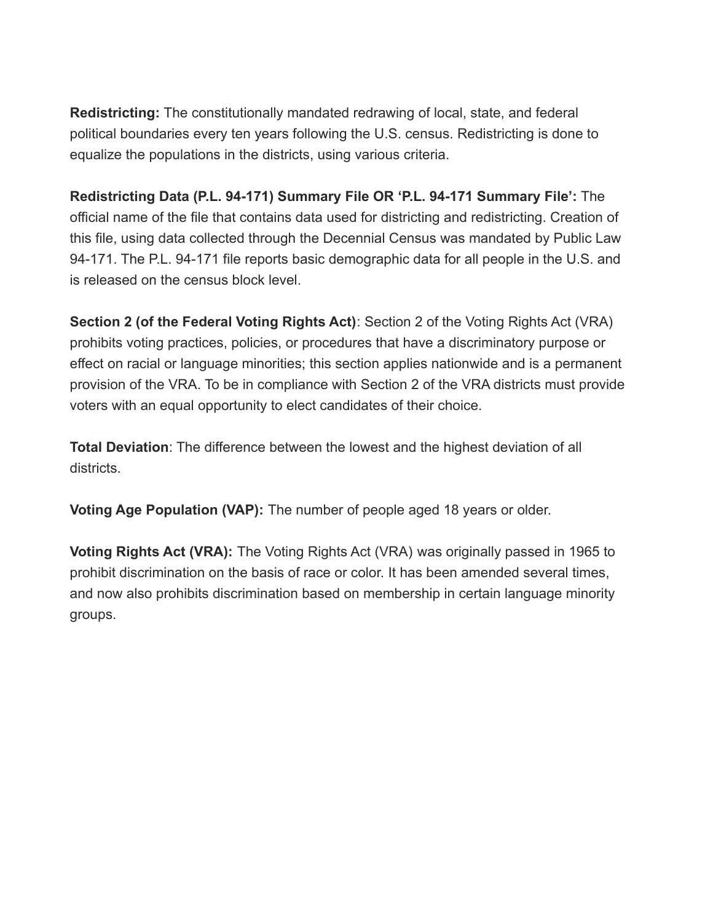**Redistricting:** The constitutionally mandated redrawing of local, state, and federal political boundaries every ten years following the U.S. census. Redistricting is done to equalize the populations in the districts, using various criteria.

**Redistricting Data (P.L. 94-171) Summary File OR 'P.L. 94-171 Summary File':** The official name of the file that contains data used for districting and redistricting. Creation of this file, using data collected through the Decennial Census was mandated by Public Law 94-171. The P.L. 94-171 file reports basic demographic data for all people in the U.S. and is released on the census block level.

**Section 2 (of the Federal Voting Rights Act)**: Section 2 of the Voting Rights Act (VRA) prohibits voting practices, policies, or procedures that have a discriminatory purpose or effect on racial or language minorities; this section applies nationwide and is a permanent provision of the VRA. To be in compliance with Section 2 of the VRA districts must provide voters with an equal opportunity to elect candidates of their choice.

**Total Deviation**: The difference between the lowest and the highest deviation of all districts.

**Voting Age Population (VAP):** The number of people aged 18 years or older.

**Voting Rights Act (VRA):** The Voting Rights Act (VRA) was originally passed in 1965 to prohibit discrimination on the basis of race or color. It has been amended several times, and now also prohibits discrimination based on membership in certain language minority groups.